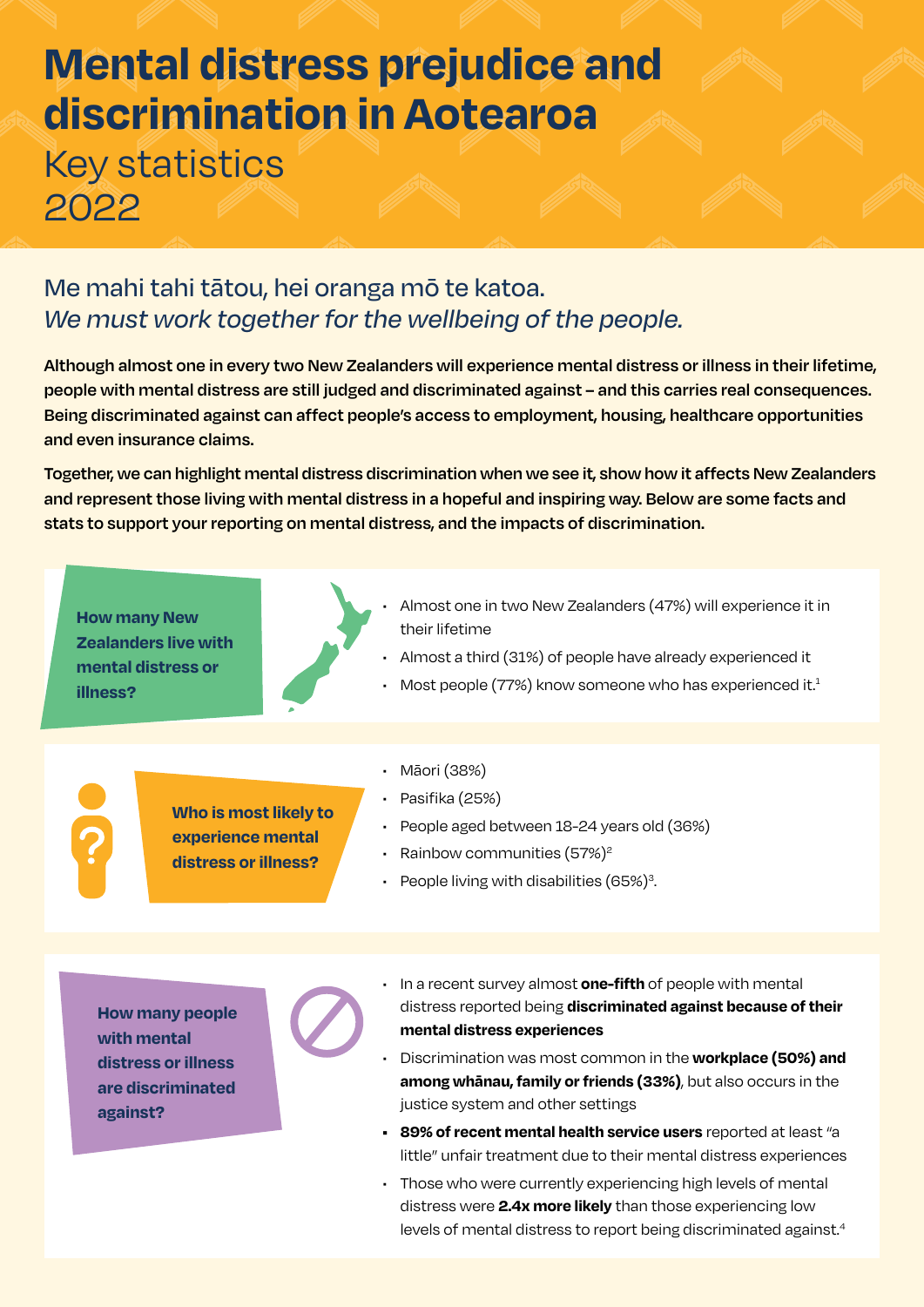# Mental distress prejudice and discrimination in Aotearoa

Key statistics
2022

## Me mahi tahi tātou, hei oranga mō te katoa.

## *We must work together for the wellbeing of the people.*

**Although almost one in every two New Zealanders will experience mental distress or illness in their lifetime, people with mental distress are still judged and discriminated against – and this carries real consequences. Being discriminated against can affect people's access to employment, housing, healthcare opportunities and even insurance claims.**

**Together, we can highlight mental distress discrimination when we see it, show how it affects New Zealanders and represent those living with mental distress in a hopeful and inspiring way. Below are some facts and stats to support your reporting on mental distress, and the impacts of discrimination.**

### How many New Zealanders live with mental distress or illness?

- Almost one in two New Zealanders (47%) will experience it in their lifetime
- Almost a third (31%) of people have already experienced it
- Most people (77%) know someone who has experienced it.[1]

### Who is most likely to experience mental distress or illness?

- Māori (38%)
- Pasifika (25%)
- People aged between 18-24 years old (36%)
- Rainbow communities (57%)[2]
- People living with disabilities (65%)[3].

### How many people with mental distress or illness are discriminated against?

- In a recent survey almost **one-fifth** of people with mental distress reported being **discriminated against because of their mental distress experiences**
- Discrimination was most common in the **workplace (50%) and among whānau, family or friends (33%)**, but also occurs in the justice system and other settings
- **89% of recent mental health service users** reported at least "a little" unfair treatment due to their mental distress experiences
- Those who were currently experiencing high levels of mental distress were **2.4x more likely** than those experiencing low levels of mental distress to report being discriminated against.[4]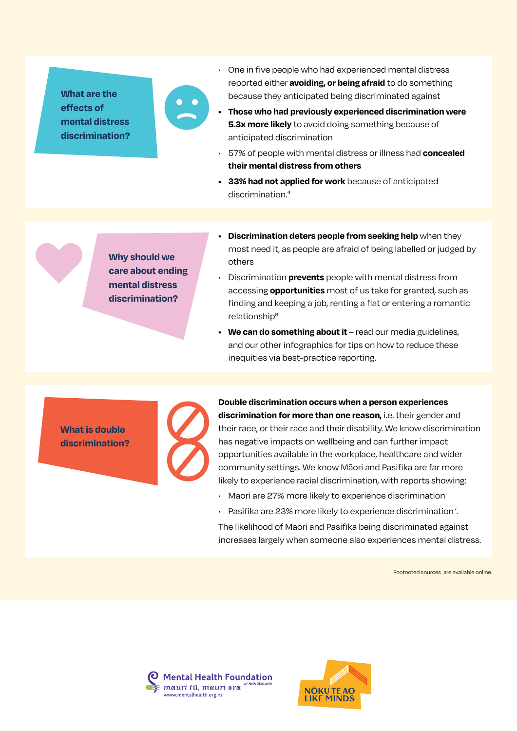## What are the effects of mental distress discrimination?

- One in five people who had experienced mental distress reported either **avoiding, or being afraid** to do something because they anticipated being discriminated against
- **Those who had previously experienced discrimination were 5.3x more likely** to avoid doing something because of anticipated discrimination
- 57% of people with mental distress or illness had **concealed their mental distress from others**
- **33% had not applied for work** because of anticipated discrimination.[4]

## Why should we care about ending mental distress discrimination?

- **Discrimination deters people from seeking help** when they most need it, as people are afraid of being labelled or judged by others
- Discrimination **prevents** people with mental distress from accessing **opportunities** most of us take for granted, such as finding and keeping a job, renting a flat or entering a romantic relationship[6]
- **We can do something about it** – read our media guidelines, and our other infographics for tips on how to reduce these inequities via best-practice reporting.

## What is double discrimination?

**Double discrimination occurs when a person experiences discrimination for more than one reason,** i.e. their gender and their race, or their race and their disability. We know discrimination has negative impacts on wellbeing and can further impact opportunities available in the workplace, healthcare and wider community settings. We know Māori and Pasifika are far more likely to experience racial discrimination, with reports showing:

- Māori are 27% more likely to experience discrimination
- Pasifika are 23% more likely to experience discrimination[7].

The likelihood of Maori and Pasifika being discriminated against increases largely when someone also experiences mental distress.

Footnoted sources are available online.

Mental Health Foundation of New Zealand
mauri tū, mauri ora
www.mentalhealth.org.nz

NŌKU TE AO
LIKE MINDS